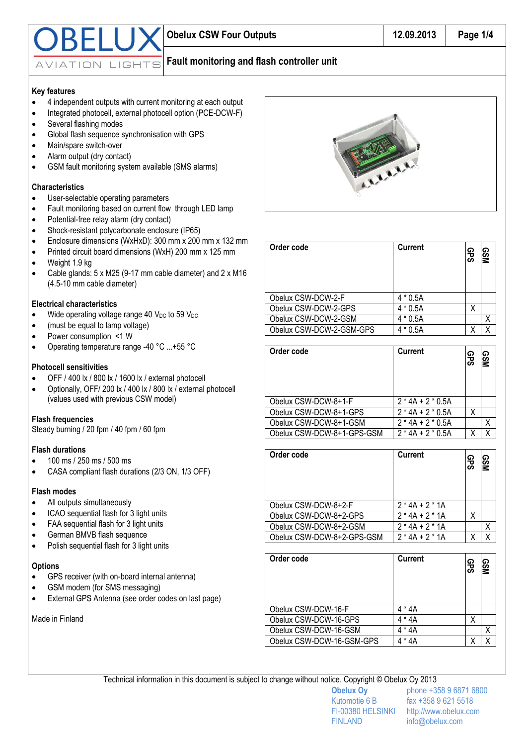# Obelux CSW Four Outputs

## Fault monitoring and flash controller unit

### Key features

- 4 independent outputs with current monitoring at each output
- Integrated photocell, external photocell option (PCE-DCW-F)
- Several flashing modes
- Global flash sequence synchronisation with GPS
- Main/spare switch-over
- Alarm output (dry contact)
- GSM fault monitoring system available (SMS alarms)

### Characteristics

- User-selectable operating parameters
- Fault monitoring based on current flow through LED lamp
- Potential-free relay alarm (dry contact)
- Shock-resistant polycarbonate enclosure (IP65)
- Enclosure dimensions (WxHxD): 300 mm x 200 mm x 132 mm
- Printed circuit board dimensions (WxH) 200 mm x 125 mm
- Weight 1.9 kg
- Cable glands: 5 x M25 (9-17 mm cable diameter) and 2 x M16 (4.5-10 mm cable diameter)

### Electrical characteristics

- Wide operating voltage range 40 $V_{DC}$ to 59 $V_{DC}$
- (must be equal to lamp voltage)
- Power consumption <1 W
- Operating temperature range -40 °C ...+55 °C

### Photocell sensitivities

- OFF / 400 lx / 800 lx / 1600 lx / external photocell
- Optionally, OFF/ 200 lx / 400 lx / 800 lx / external photocell (values used with previous CSW model)

### Flash frequencies

Steady burning / 20 fpm / 40 fpm / 60 fpm

### Flash durations

- 100 ms / 250 ms / 500 ms
- CASA compliant flash durations (2/3 ON, 1/3 OFF)

### Flash modes

- All outputs simultaneously
- ICAO sequential flash for 3 light units
- FAA sequential flash for 3 light units
- German BMVB flash sequence
- Polish sequential flash for 3 light units

### Options

- GPS receiver (with on-board internal antenna)
- GSM modem (for SMS messaging)
- External GPS Antenna (see order codes on last page)

Made in Finland

| Order code | Current | GPS | GSM |
|---|---|---|---|
| Obelux CSW-DCW-2-F | 4 * 0.5A | | |
| Obelux CSW-DCW-2-GPS | 4 * 0.5A | X | |
| Obelux CSW-DCW-2-GSM | 4 * 0.5A | | X |
| Obelux CSW-DCW-2-GSM-GPS | 4 * 0.5A | X | X |

| Order code | Current | GPS | GSM |
|---|---|---|---|
| Obelux CSW-DCW-8+1-F | 2 * 4A + 2 * 0.5A | | |
| Obelux CSW-DCW-8+1-GPS | 2 * 4A + 2 * 0.5A | X | |
| Obelux CSW-DCW-8+1-GSM | 2 * 4A + 2 * 0.5A | | X |
| Obelux CSW-DCW-8+1-GPS-GSM | 2 * 4A + 2 * 0.5A | X | X |

| Order code | Current | GPS | GSM |
|---|---|---|---|
| Obelux CSW-DCW-8+2-F | 2 * 4A + 2 * 1A | | |
| Obelux CSW-DCW-8+2-GPS | 2 * 4A + 2 * 1A | X | |
| Obelux CSW-DCW-8+2-GSM | 2 * 4A + 2 * 1A | | X |
| Obelux CSW-DCW-8+2-GPS-GSM | 2 * 4A + 2 * 1A | X | X |

| Order code | Current | GPS | GSM |
|---|---|---|---|
| Obelux CSW-DCW-16-F | 4 * 4A | | |
| Obelux CSW-DCW-16-GPS | 4 * 4A | X | |
| Obelux CSW-DCW-16-GSM | 4 * 4A | | X |
| Obelux CSW-DCW-16-GSM-GPS | 4 * 4A | X | X |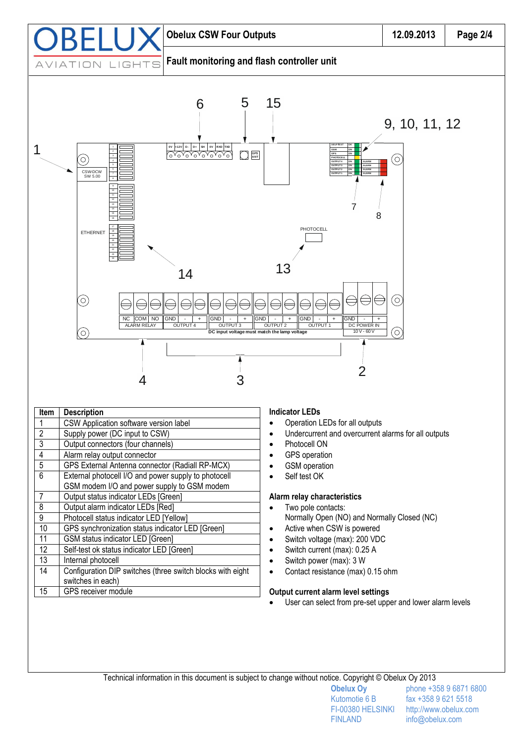# Obelux CSW Four Outputs

## Fault monitoring and flash controller unit

| Item | Description |
|---|---|
| 1 | CSW Application software version label |
| 2 | Supply power (DC input to CSW) |
| 3 | Output connectors (four channels) |
| 4 | Alarm relay output connector |
| 5 | GPS External Antenna connector (Radiall RP-MCX) |
| 6 | External photocell I/O and power supply to photocell GSM modem I/O and power supply to GSM modem |
| 7 | Output status indicator LEDs [Green] |
| 8 | Output alarm indicator LEDs [Red] |
| 9 | Photocell status indicator LED [Yellow] |
| 10 | GPS synchronization status indicator LED [Green] |
| 11 | GSM status indicator LED [Green] |
| 12 | Self-test ok status indicator LED [Green] |
| 13 | Internal photocell |
| 14 | Configuration DIP switches (three switch blocks with eight switches in each) |
| 15 | GPS receiver module |

### Indicator LEDs

- Operation LEDs for all outputs
- Undercurrent and overcurrent alarms for all outputs
- Photocell ON
- GPS operation
- GSM operation
- Self test OK

### Alarm relay characteristics

- Two pole contacts: Normally Open (NO) and Normally Closed (NC)
- Active when CSW is powered
- Switch voltage (max): 200 VDC
- Switch current (max): 0.25 A
- Switch power (max): 3 W
- Contact resistance (max) 0.15 ohm

### Output current alarm level settings

- User can select from pre-set upper and lower alarm levels

Technical information in this document is subject to change without notice. Copyright © Obelux Oy 2013

**Obelux Oy**
Kutomotie 6 B
FI-00380 HELSINKI
FINLAND

phone +358 9 6871 6800
fax +358 9 621 5518
http://www.obelux.com
info@obelux.com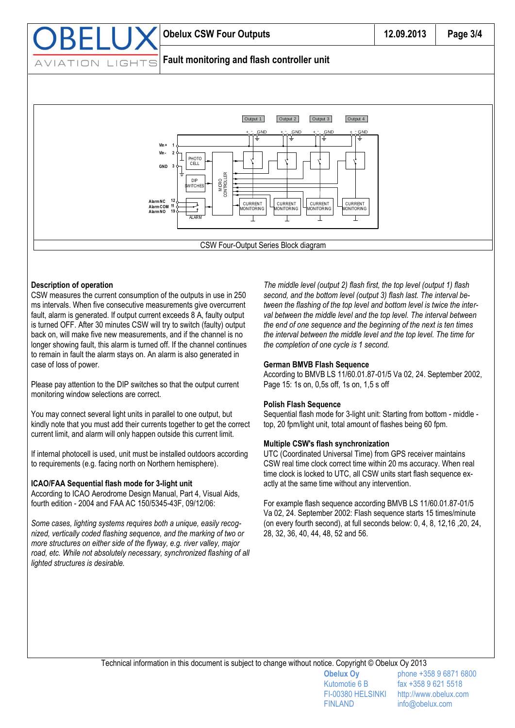CSW Four-Output Series Block diagram

### Description of operation

CSW measures the current consumption of the outputs in use in 250 ms intervals. When five consecutive measurements give overcurrent fault, alarm is generated. If output current exceeds 8 A, faulty output is turned OFF. After 30 minutes CSW will try to switch (faulty) output back on, will make five new measurements, and if the channel is no longer showing fault, this alarm is turned off. If the channel continues to remain in fault the alarm stays on. An alarm is also generated in case of loss of power.

Please pay attention to the DIP switches so that the output current monitoring window selections are correct.

You may connect several light units in parallel to one output, but kindly note that you must add their currents together to get the correct current limit, and alarm will only happen outside this current limit.

If internal photocell is used, unit must be installed outdoors according to requirements (e.g. facing north on Northern hemisphere).

### ICAO/FAA Sequential flash mode for 3-light unit

According to ICAO Aerodrome Design Manual, Part 4, Visual Aids, fourth edition - 2004 and FAA AC 150/5345-43F, 09/12/06:

*Some cases, lighting systems requires both a unique, easily recognized, vertically coded flashing sequence, and the marking of two or more structures on either side of the flyway, e.g. river valley, major road, etc. While not absolutely necessary, synchronized flashing of all lighted structures is desirable.*

*The middle level (output 2) flash first, the top level (output 1) flash second, and the bottom level (output 3) flash last. The interval between the flashing of the top level and bottom level is twice the interval between the middle level and the top level. The interval between the end of one sequence and the beginning of the next is ten times the interval between the middle level and the top level. The time for the completion of one cycle is 1 second.*

### German BMVB Flash Sequence

According to BMVB LS 11/60.01.87-01/5 Va 02, 24. September 2002, Page 15: 1s on, 0,5s off, 1s on, 1,5 s off

### Polish Flash Sequence

Sequential flash mode for 3-light unit: Starting from bottom - middle - top, 20 fpm/light unit, total amount of flashes being 60 fpm.

### Multiple CSW's flash synchronization

UTC (Coordinated Universal Time) from GPS receiver maintains CSW real time clock correct time within 20 ms accuracy. When real time clock is locked to UTC, all CSW units start flash sequence exactly at the same time without any intervention.

For example flash sequence according BMVB LS 11/60.01.87-01/5 Va 02, 24. September 2002: Flash sequence starts 15 times/minute (on every fourth second), at full seconds below: 0, 4, 8, 12,16 ,20, 24, 28, 32, 36, 40, 44, 48, 52 and 56.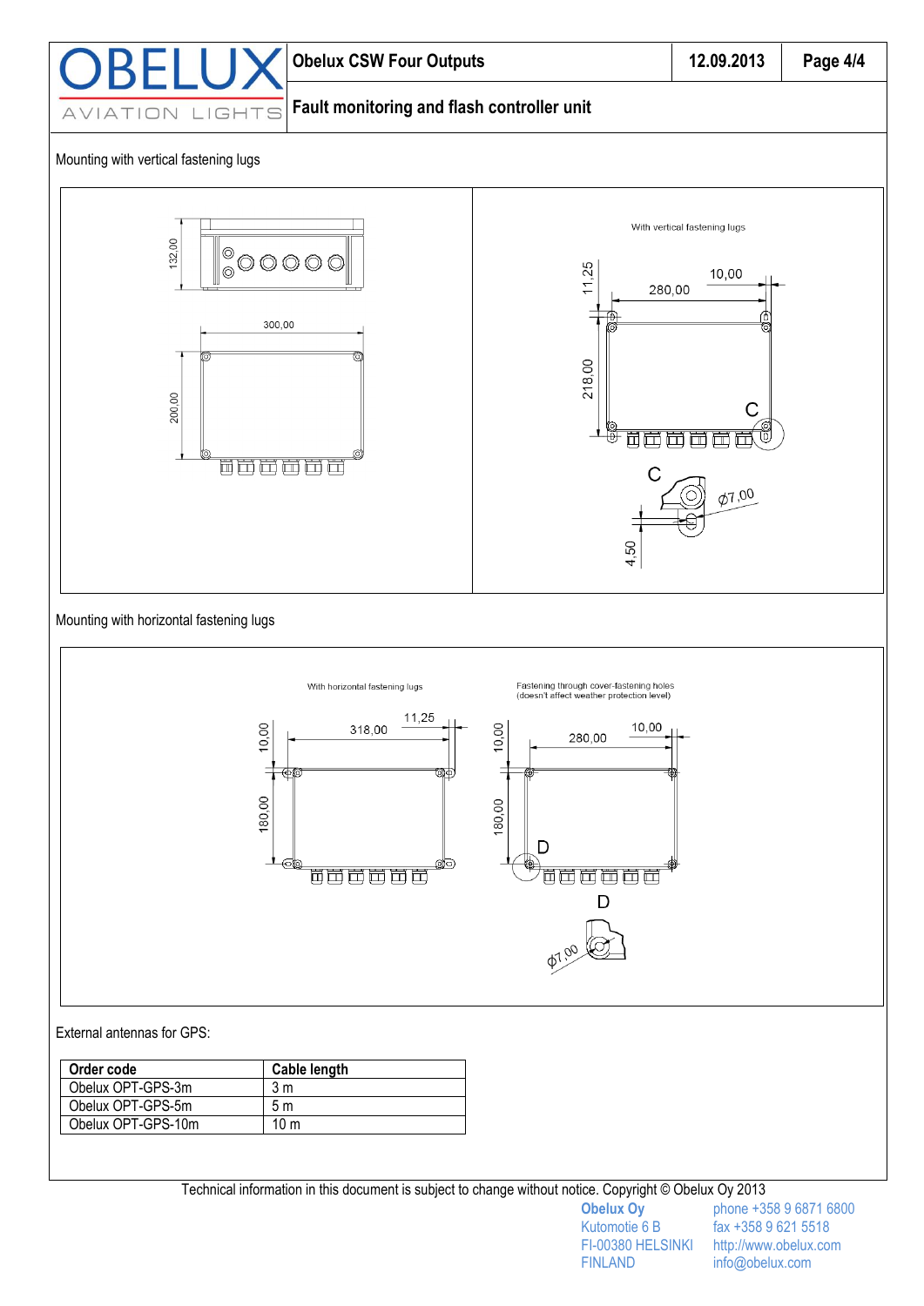Mounting with vertical fastening lugs

132,00

300,00

200,00

With vertical fastening lugs

11,25

280,00

10,00

218,00

C

C

Ø7,00

4,50

Mounting with horizontal fastening lugs

With horizontal fastening lugs

11,25

318,00

10,00

180,00

Fastening through cover-fastening holes
(doesn't affect weather protection level)

10,00

280,00

10,00

180,00

D

D

Ø7,00

External antennas for GPS:

| Order code | Cable length |
| --- | --- |
| Obelux OPT-GPS-3m | 3 m |
| Obelux OPT-GPS-5m | 5 m |
| Obelux OPT-GPS-10m | 10 m |

Technical information in this document is subject to change without notice. Copyright © Obelux Oy 2013

**Obelux Oy**
Kutomotie 6 B
FI-00380 HELSINKI
FINLAND

phone +358 9 6871 6800
fax +358 9 621 5518
http://www.obelux.com
info@obelux.com